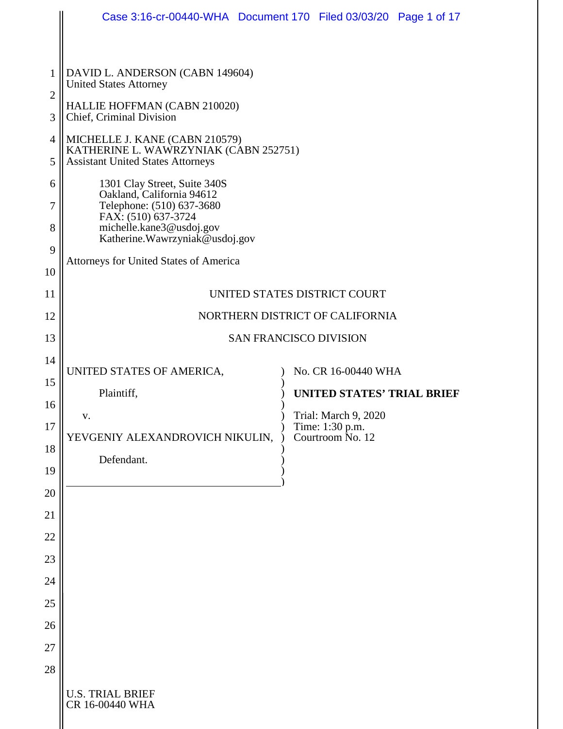DAVID L. ANDERSON (CABN 149604)
United States Attorney

HALLIE HOFFMAN (CABN 210020)
Chief, Criminal Division

MICHELLE J. KANE (CABN 210579)
KATHERINE L. WAWRZYNIAK (CABN 252751)
Assistant United States Attorneys

1301 Clay Street, Suite 340S
Oakland, California 94612
Telephone: (510) 637-3680
FAX: (510) 637-3724
michelle.kane3@usdoj.gov
Katherine.Wawrzyniak@usdoj.gov

Attorneys for United States of America

UNITED STATES DISTRICT COURT

NORTHERN DISTRICT OF CALIFORNIA

SAN FRANCISCO DIVISION

| | |
|---|---|
| UNITED STATES OF AMERICA,<br><br>Plaintiff,<br><br>v.<br><br>YEVGENIY ALEXANDROVICH NIKULIN,<br><br>Defendant. | No. CR 16-00440 WHA<br><br>**UNITED STATES' TRIAL BRIEF**<br><br>Trial: March 9, 2020<br>Time: 1:30 p.m.<br>Courtroom No. 12 |

U.S. TRIAL BRIEF
CR 16-00440 WHA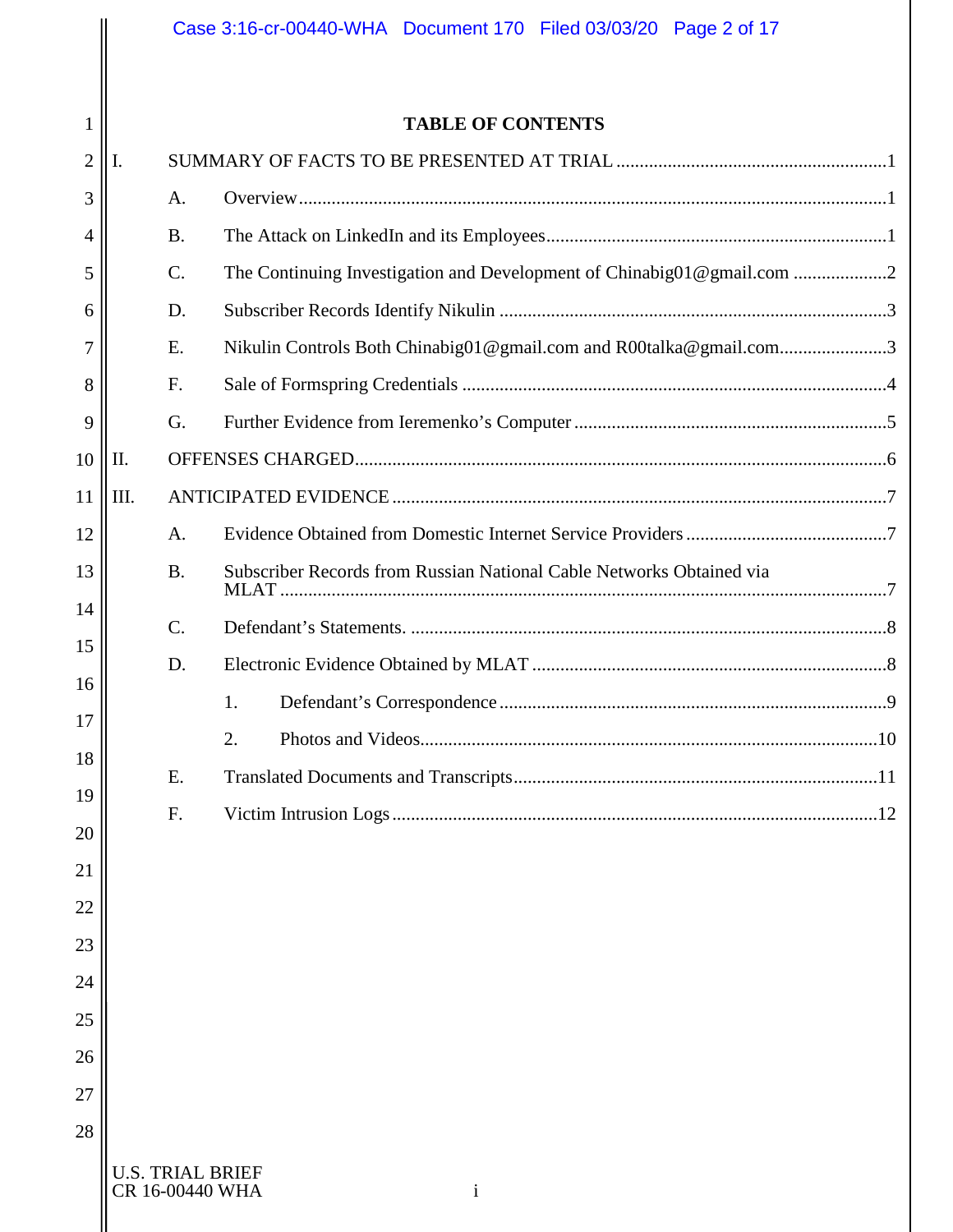# TABLE OF CONTENTS

I. SUMMARY OF FACTS TO BE PRESENTED AT TRIAL .....1

- A. Overview .....1
- B. The Attack on LinkedIn and its Employees .....1
- C. The Continuing Investigation and Development of Chinabig01@gmail.com .....2
- D. Subscriber Records Identify Nikulin .....3
- E. Nikulin Controls Both Chinabig01@gmail.com and R00talka@gmail.com .....3
- F. Sale of Formspring Credentials .....4
- G. Further Evidence from Ieremenko's Computer .....5

II. OFFENSES CHARGED .....6

III. ANTICIPATED EVIDENCE .....7

- A. Evidence Obtained from Domestic Internet Service Providers .....7
- B. Subscriber Records from Russian National Cable Networks Obtained via MLAT .....7
- C. Defendant's Statements. .....8
- D. Electronic Evidence Obtained by MLAT .....8
  1. Defendant's Correspondence .....9
  2. Photos and Videos .....10
- E. Translated Documents and Transcripts .....11
- F. Victim Intrusion Logs .....12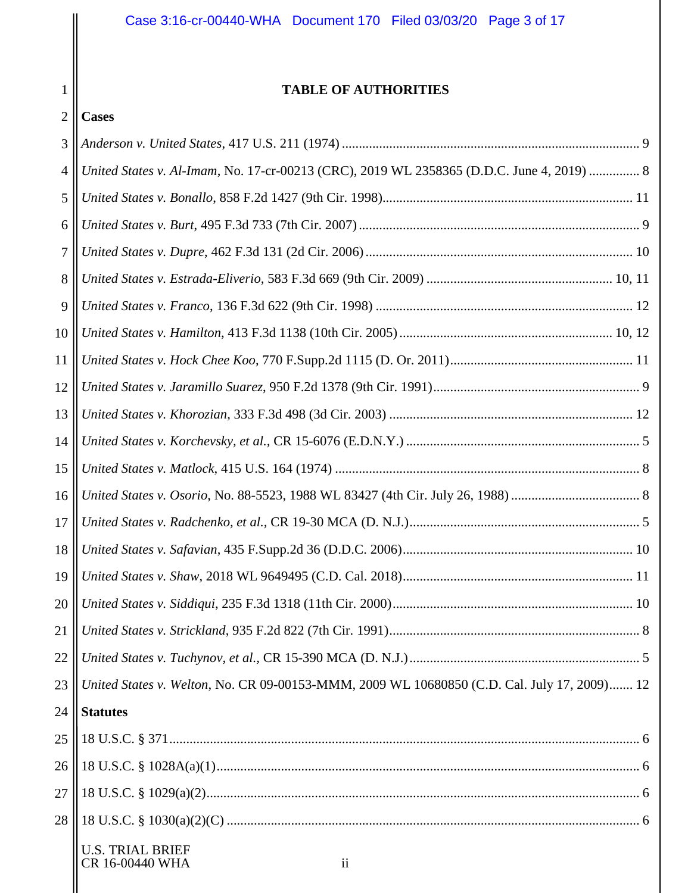# TABLE OF AUTHORITIES

## Cases

*Anderson v. United States*, 417 U.S. 211 (1974) .......... 9

*United States v. Al-Imam*, No. 17-cr-00213 (CRC), 2019 WL 2358365 (D.D.C. June 4, 2019) .......... 8

*United States v. Bonallo*, 858 F.2d 1427 (9th Cir. 1998) .......... 11

*United States v. Burt*, 495 F.3d 733 (7th Cir. 2007) .......... 9

*United States v. Dupre*, 462 F.3d 131 (2d Cir. 2006) .......... 10

*United States v. Estrada-Eliverio*, 583 F.3d 669 (9th Cir. 2009) .......... 10, 11

*United States v. Franco*, 136 F.3d 622 (9th Cir. 1998) .......... 12

*United States v. Hamilton*, 413 F.3d 1138 (10th Cir. 2005) .......... 10, 12

*United States v. Hock Chee Koo*, 770 F.Supp.2d 1115 (D. Or. 2011) .......... 11

*United States v. Jaramillo Suarez*, 950 F.2d 1378 (9th Cir. 1991) .......... 9

*United States v. Khorozian*, 333 F.3d 498 (3d Cir. 2003) .......... 12

*United States v. Korchevsky, et al.,* CR 15-6076 (E.D.N.Y.) .......... 5

*United States v. Matlock*, 415 U.S. 164 (1974) .......... 8

*United States v. Osorio*, No. 88-5523, 1988 WL 83427 (4th Cir. July 26, 1988) .......... 8

*United States v. Radchenko, et al.*, CR 19-30 MCA (D. N.J.) .......... 5

*United States v. Safavian*, 435 F.Supp.2d 36 (D.D.C. 2006) .......... 10

*United States v. Shaw*, 2018 WL 9649495 (C.D. Cal. 2018) .......... 11

*United States v. Siddiqui*, 235 F.3d 1318 (11th Cir. 2000) .......... 10

*United States v. Strickland*, 935 F.2d 822 (7th Cir. 1991) .......... 8

*United States v. Tuchynov, et al.*, CR 15-390 MCA (D. N.J.) .......... 5

*United States v. Welton*, No. CR 09-00153-MMM, 2009 WL 10680850 (C.D. Cal. July 17, 2009) .......... 12

## Statutes

18 U.S.C. § 371 .......... 6

18 U.S.C. § 1028A(a)(1) .......... 6

18 U.S.C. § 1029(a)(2) .......... 6

18 U.S.C. § 1030(a)(2)(C) .......... 6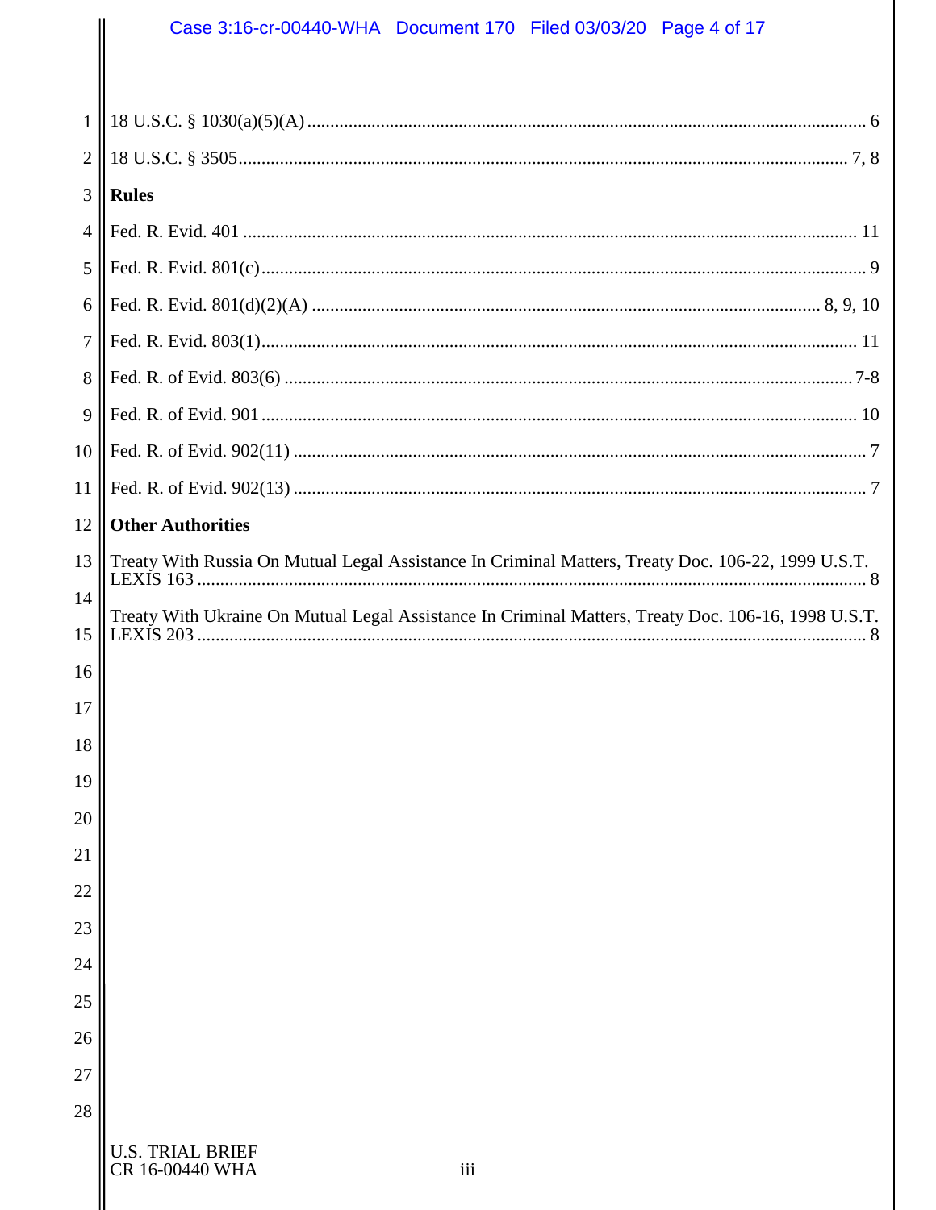18 U.S.C. § 1030(a)(5)(A) ........................................................................................................ 6

18 U.S.C. § 3505 .................................................................................................................... 7, 8

**Rules**

Fed. R. Evid. 401 ..................................................................................................................... 11

Fed. R. Evid. 801(c) .................................................................................................................. 9

Fed. R. Evid. 801(d)(2)(A) ............................................................................................ 8, 9, 10

Fed. R. Evid. 803(1) ................................................................................................................ 11

Fed. R. of Evid. 803(6) .......................................................................................................... 7-8

Fed. R. of Evid. 901 ................................................................................................................ 10

Fed. R. of Evid. 902(11) ........................................................................................................... 7

Fed. R. of Evid. 902(13) ........................................................................................................... 7

**Other Authorities**

Treaty With Russia On Mutual Legal Assistance In Criminal Matters, Treaty Doc. 106-22, 1999 U.S.T. LEXIS 163 ................................................................................................................ 8

Treaty With Ukraine On Mutual Legal Assistance In Criminal Matters, Treaty Doc. 106-16, 1998 U.S.T. LEXIS 203 ................................................................................................................ 8

U.S. TRIAL BRIEF
CR 16-00440 WHA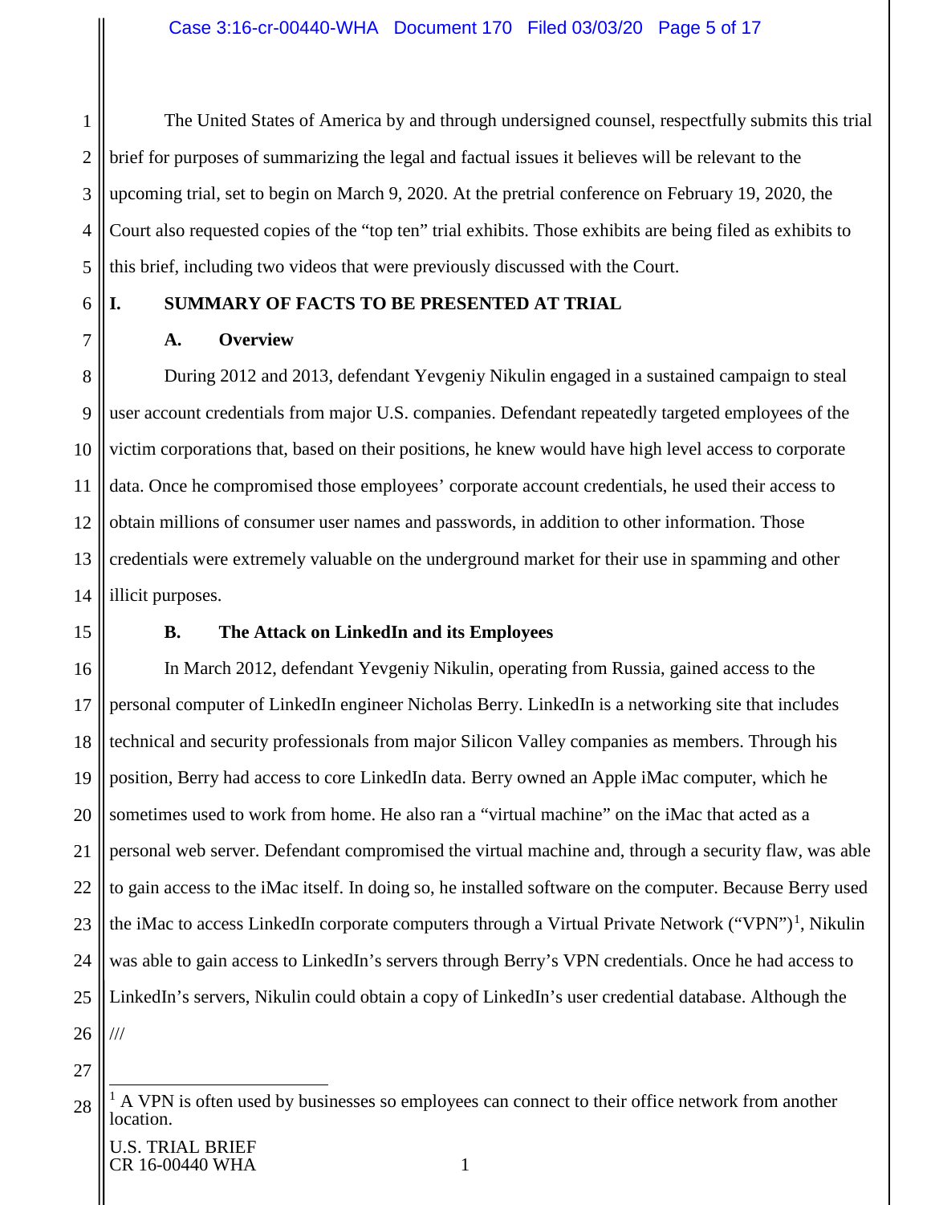The United States of America by and through undersigned counsel, respectfully submits this trial brief for purposes of summarizing the legal and factual issues it believes will be relevant to the upcoming trial, set to begin on March 9, 2020. At the pretrial conference on February 19, 2020, the Court also requested copies of the "top ten" trial exhibits. Those exhibits are being filed as exhibits to this brief, including two videos that were previously discussed with the Court.

## I. SUMMARY OF FACTS TO BE PRESENTED AT TRIAL

### A. Overview

During 2012 and 2013, defendant Yevgeniy Nikulin engaged in a sustained campaign to steal user account credentials from major U.S. companies. Defendant repeatedly targeted employees of the victim corporations that, based on their positions, he knew would have high level access to corporate data. Once he compromised those employees' corporate account credentials, he used their access to obtain millions of consumer user names and passwords, in addition to other information. Those credentials were extremely valuable on the underground market for their use in spamming and other illicit purposes.

### B. The Attack on LinkedIn and its Employees

In March 2012, defendant Yevgeniy Nikulin, operating from Russia, gained access to the personal computer of LinkedIn engineer Nicholas Berry. LinkedIn is a networking site that includes technical and security professionals from major Silicon Valley companies as members. Through his position, Berry had access to core LinkedIn data. Berry owned an Apple iMac computer, which he sometimes used to work from home. He also ran a "virtual machine" on the iMac that acted as a personal web server. Defendant compromised the virtual machine and, through a security flaw, was able to gain access to the iMac itself. In doing so, he installed software on the computer. Because Berry used the iMac to access LinkedIn corporate computers through a Virtual Private Network ("VPN")[1], Nikulin was able to gain access to LinkedIn's servers through Berry's VPN credentials. Once he had access to LinkedIn's servers, Nikulin could obtain a copy of LinkedIn's user credential database. Although the

///

[1] A VPN is often used by businesses so employees can connect to their office network from another location.

U.S. TRIAL BRIEF
CR 16-00440 WHA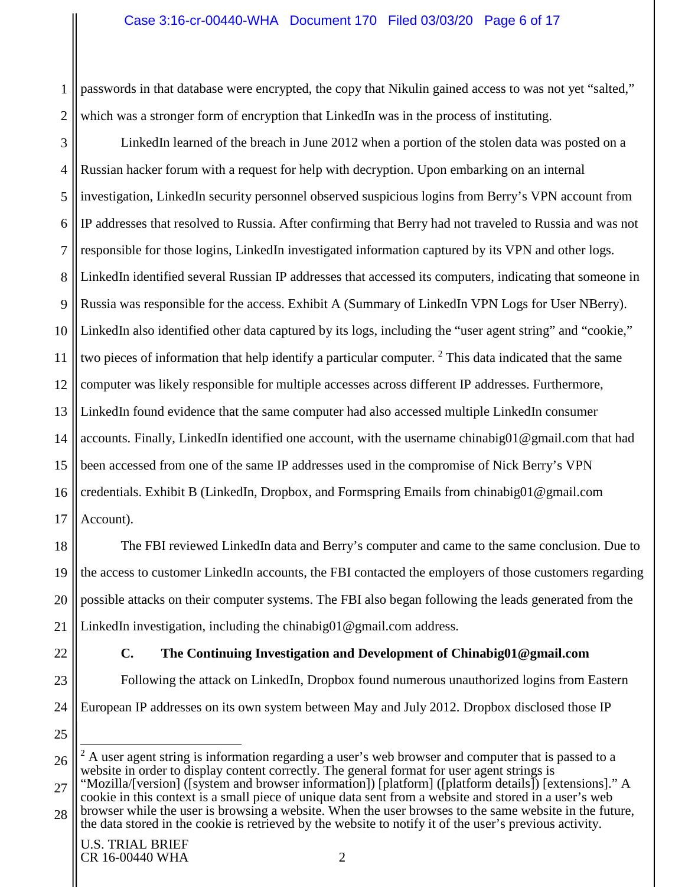passwords in that database were encrypted, the copy that Nikulin gained access to was not yet "salted," which was a stronger form of encryption that LinkedIn was in the process of instituting.

LinkedIn learned of the breach in June 2012 when a portion of the stolen data was posted on a Russian hacker forum with a request for help with decryption. Upon embarking on an internal investigation, LinkedIn security personnel observed suspicious logins from Berry's VPN account from IP addresses that resolved to Russia. After confirming that Berry had not traveled to Russia and was not responsible for those logins, LinkedIn investigated information captured by its VPN and other logs. LinkedIn identified several Russian IP addresses that accessed its computers, indicating that someone in Russia was responsible for the access. Exhibit A (Summary of LinkedIn VPN Logs for User NBerry). LinkedIn also identified other data captured by its logs, including the "user agent string" and "cookie," two pieces of information that help identify a particular computer. [2] This data indicated that the same computer was likely responsible for multiple accesses across different IP addresses. Furthermore, LinkedIn found evidence that the same computer had also accessed multiple LinkedIn consumer accounts. Finally, LinkedIn identified one account, with the username chinabig01@gmail.com that had been accessed from one of the same IP addresses used in the compromise of Nick Berry's VPN credentials. Exhibit B (LinkedIn, Dropbox, and Formspring Emails from chinabig01@gmail.com Account).

The FBI reviewed LinkedIn data and Berry's computer and came to the same conclusion. Due to the access to customer LinkedIn accounts, the FBI contacted the employers of those customers regarding possible attacks on their computer systems. The FBI also began following the leads generated from the LinkedIn investigation, including the chinabig01@gmail.com address.

### C. The Continuing Investigation and Development of Chinabig01@gmail.com

Following the attack on LinkedIn, Dropbox found numerous unauthorized logins from Eastern European IP addresses on its own system between May and July 2012. Dropbox disclosed those IP

---

[2] A user agent string is information regarding a user's web browser and computer that is passed to a website in order to display content correctly. The general format for user agent strings is "Mozilla/[version] ([system and browser information]) [platform] ([platform details]) [extensions]." A cookie in this context is a small piece of unique data sent from a website and stored in a user's web browser while the user is browsing a website. When the user browses to the same website in the future, the data stored in the cookie is retrieved by the website to notify it of the user's previous activity.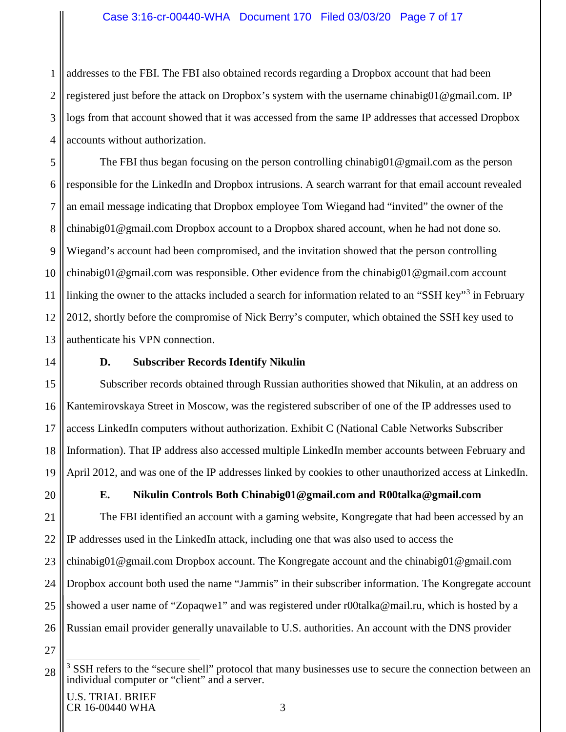addresses to the FBI. The FBI also obtained records regarding a Dropbox account that had been registered just before the attack on Dropbox's system with the username chinabig01@gmail.com. IP logs from that account showed that it was accessed from the same IP addresses that accessed Dropbox accounts without authorization.

The FBI thus began focusing on the person controlling chinabig01@gmail.com as the person responsible for the LinkedIn and Dropbox intrusions. A search warrant for that email account revealed an email message indicating that Dropbox employee Tom Wiegand had "invited" the owner of the chinabig01@gmail.com Dropbox account to a Dropbox shared account, when he had not done so. Wiegand's account had been compromised, and the invitation showed that the person controlling chinabig01@gmail.com was responsible. Other evidence from the chinabig01@gmail.com account linking the owner to the attacks included a search for information related to an "SSH key"[3] in February 2012, shortly before the compromise of Nick Berry's computer, which obtained the SSH key used to authenticate his VPN connection.

### D. Subscriber Records Identify Nikulin

Subscriber records obtained through Russian authorities showed that Nikulin, at an address on Kantemirovskaya Street in Moscow, was the registered subscriber of one of the IP addresses used to access LinkedIn computers without authorization. Exhibit C (National Cable Networks Subscriber Information). That IP address also accessed multiple LinkedIn member accounts between February and April 2012, and was one of the IP addresses linked by cookies to other unauthorized access at LinkedIn.

### E. Nikulin Controls Both Chinabig01@gmail.com and R00talka@gmail.com

The FBI identified an account with a gaming website, Kongregate that had been accessed by an IP addresses used in the LinkedIn attack, including one that was also used to access the chinabig01@gmail.com Dropbox account. The Kongregate account and the chinabig01@gmail.com Dropbox account both used the name "Jammis" in their subscriber information. The Kongregate account showed a user name of "Zopaqwe1" and was registered under r00talka@mail.ru, which is hosted by a Russian email provider generally unavailable to U.S. authorities. An account with the DNS provider

---

[3] SSH refers to the "secure shell" protocol that many businesses use to secure the connection between an individual computer or "client" and a server.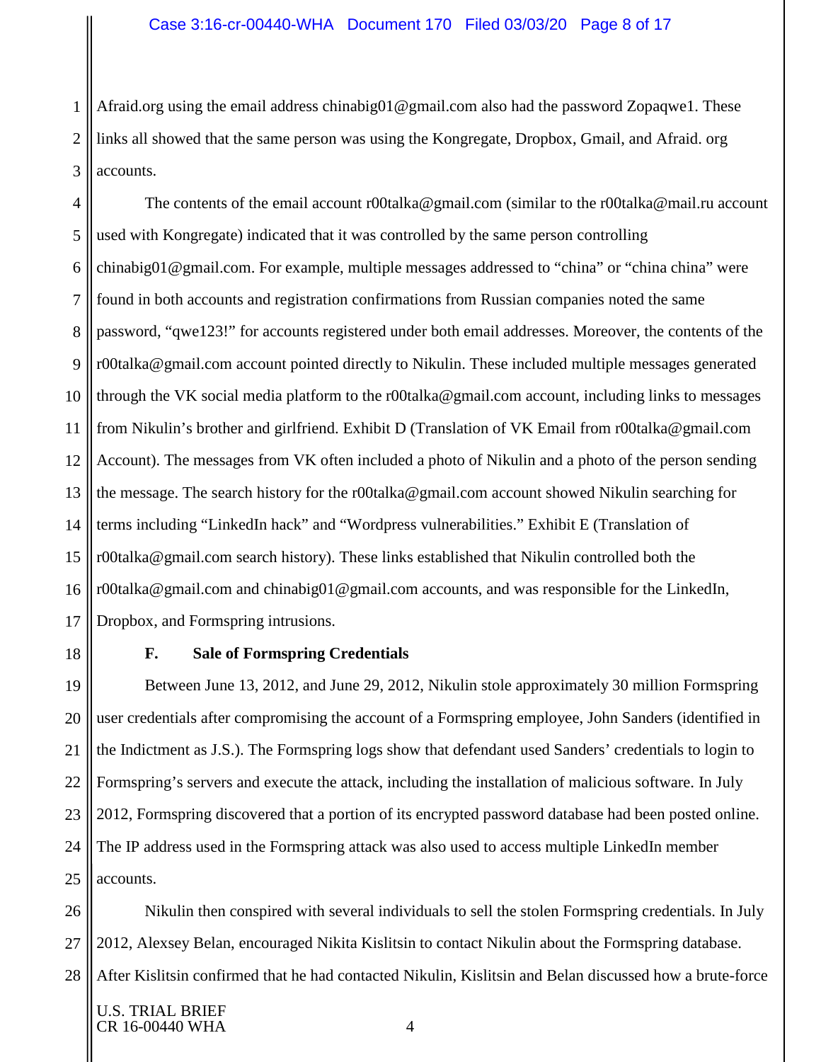Afraid.org using the email address chinabig01@gmail.com also had the password Zopaqwe1. These links all showed that the same person was using the Kongregate, Dropbox, Gmail, and Afraid. org accounts.

The contents of the email account r00talka@gmail.com (similar to the r00talka@mail.ru account used with Kongregate) indicated that it was controlled by the same person controlling chinabig01@gmail.com. For example, multiple messages addressed to "china" or "china china" were found in both accounts and registration confirmations from Russian companies noted the same password, "qwe123!" for accounts registered under both email addresses. Moreover, the contents of the r00talka@gmail.com account pointed directly to Nikulin. These included multiple messages generated through the VK social media platform to the r00talka@gmail.com account, including links to messages from Nikulin's brother and girlfriend. Exhibit D (Translation of VK Email from r00talka@gmail.com Account). The messages from VK often included a photo of Nikulin and a photo of the person sending the message. The search history for the r00talka@gmail.com account showed Nikulin searching for terms including "LinkedIn hack" and "Wordpress vulnerabilities." Exhibit E (Translation of r00talka@gmail.com search history). These links established that Nikulin controlled both the r00talka@gmail.com and chinabig01@gmail.com accounts, and was responsible for the LinkedIn, Dropbox, and Formspring intrusions.

### F. Sale of Formspring Credentials

Between June 13, 2012, and June 29, 2012, Nikulin stole approximately 30 million Formspring user credentials after compromising the account of a Formspring employee, John Sanders (identified in the Indictment as J.S.). The Formspring logs show that defendant used Sanders' credentials to login to Formspring's servers and execute the attack, including the installation of malicious software. In July 2012, Formspring discovered that a portion of its encrypted password database had been posted online. The IP address used in the Formspring attack was also used to access multiple LinkedIn member accounts.

Nikulin then conspired with several individuals to sell the stolen Formspring credentials. In July 2012, Alexsey Belan, encouraged Nikita Kislitsin to contact Nikulin about the Formspring database. After Kislitsin confirmed that he had contacted Nikulin, Kislitsin and Belan discussed how a brute-force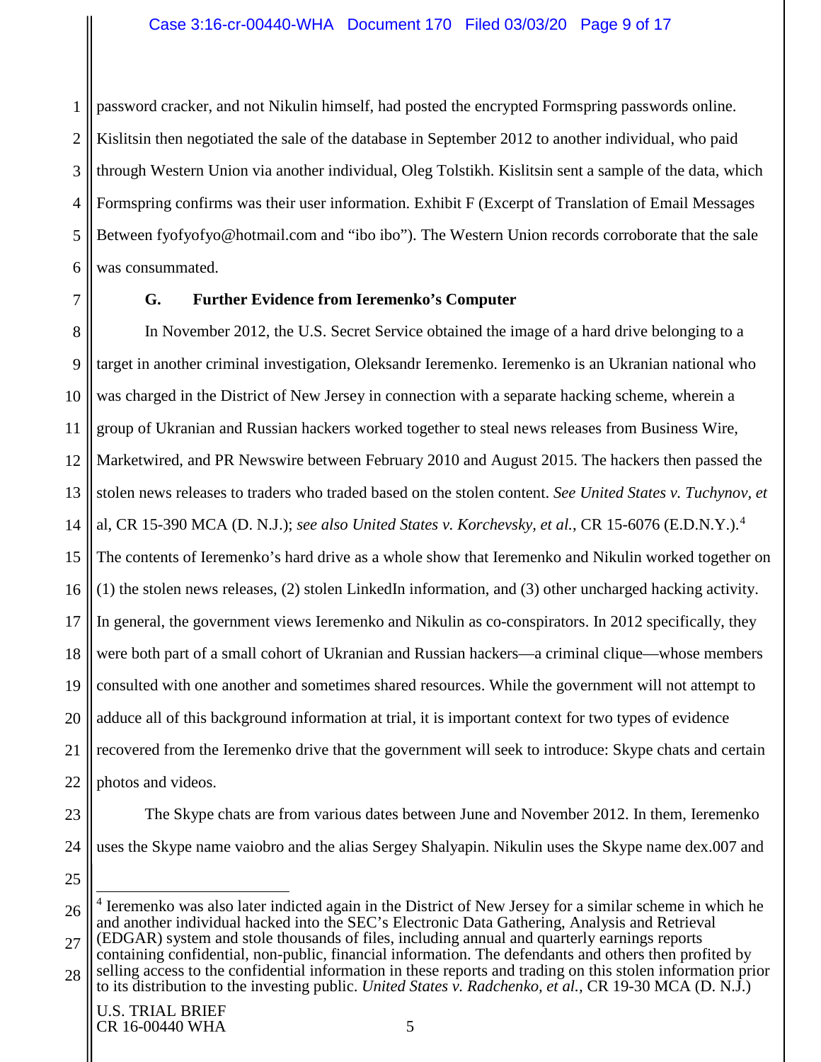password cracker, and not Nikulin himself, had posted the encrypted Formspring passwords online. Kislitsin then negotiated the sale of the database in September 2012 to another individual, who paid through Western Union via another individual, Oleg Tolstikh. Kislitsin sent a sample of the data, which Formspring confirms was their user information. Exhibit F (Excerpt of Translation of Email Messages Between fyofyofyo@hotmail.com and "ibo ibo"). The Western Union records corroborate that the sale was consummated.

### G. Further Evidence from Ieremenko's Computer

In November 2012, the U.S. Secret Service obtained the image of a hard drive belonging to a target in another criminal investigation, Oleksandr Ieremenko. Ieremenko is an Ukranian national who was charged in the District of New Jersey in connection with a separate hacking scheme, wherein a group of Ukranian and Russian hackers worked together to steal news releases from Business Wire, Marketwired, and PR Newswire between February 2010 and August 2015. The hackers then passed the stolen news releases to traders who traded based on the stolen content. *See United States v. Tuchynov, et* al, CR 15-390 MCA (D. N.J.); *see also United States v. Korchevsky, et al.*, CR 15-6076 (E.D.N.Y.).[4] The contents of Ieremenko's hard drive as a whole show that Ieremenko and Nikulin worked together on (1) the stolen news releases, (2) stolen LinkedIn information, and (3) other uncharged hacking activity. In general, the government views Ieremenko and Nikulin as co-conspirators. In 2012 specifically, they were both part of a small cohort of Ukranian and Russian hackers—a criminal clique—whose members consulted with one another and sometimes shared resources. While the government will not attempt to adduce all of this background information at trial, it is important context for two types of evidence recovered from the Ieremenko drive that the government will seek to introduce: Skype chats and certain photos and videos.

The Skype chats are from various dates between June and November 2012. In them, Ieremenko uses the Skype name vaiobro and the alias Sergey Shalyapin. Nikulin uses the Skype name dex.007 and

---

[4] Ieremenko was also later indicted again in the District of New Jersey for a similar scheme in which he and another individual hacked into the SEC's Electronic Data Gathering, Analysis and Retrieval (EDGAR) system and stole thousands of files, including annual and quarterly earnings reports containing confidential, non-public, financial information. The defendants and others then profited by selling access to the confidential information in these reports and trading on this stolen information prior to its distribution to the investing public. *United States v. Radchenko, et al.,* CR 19-30 MCA (D. N.J.)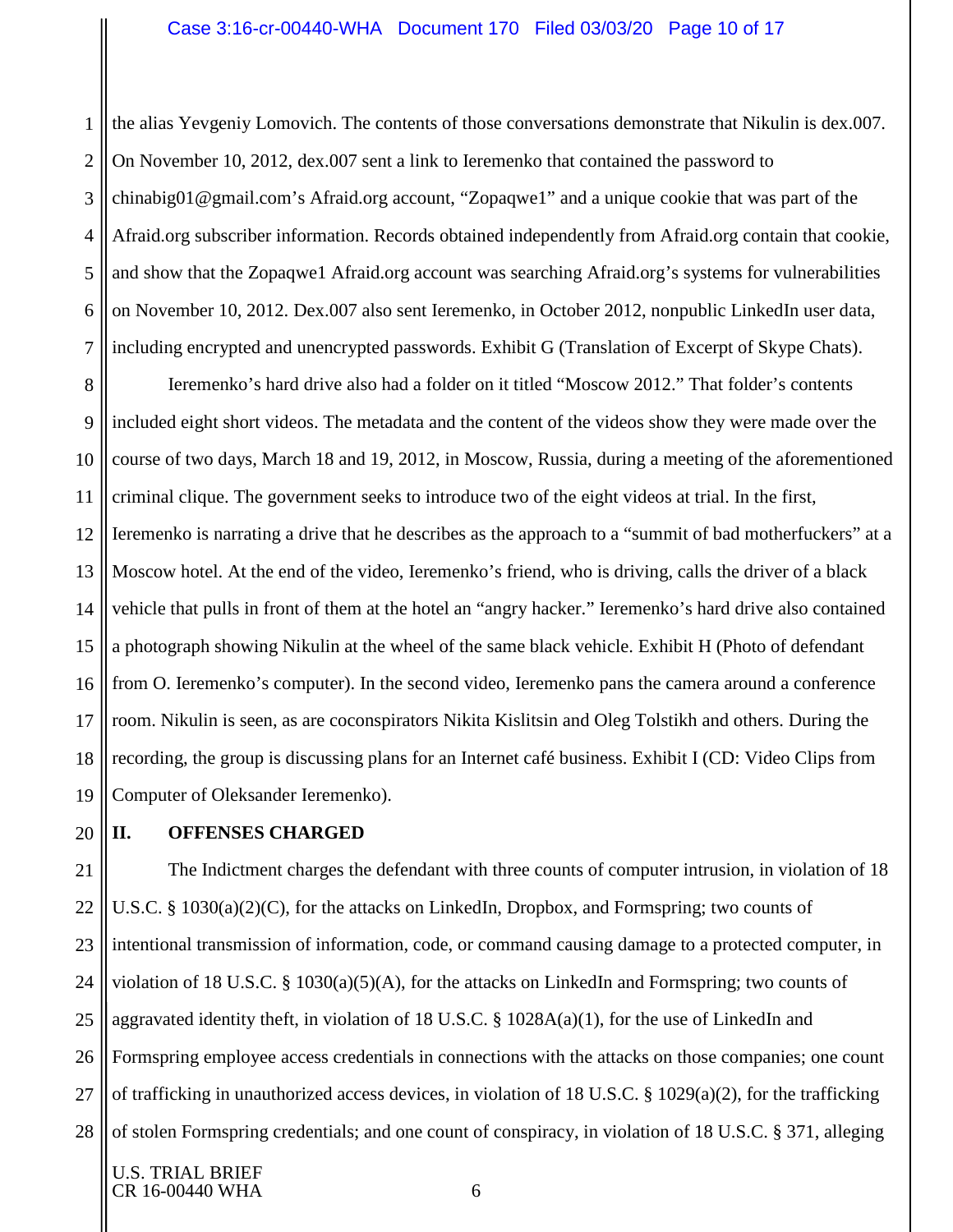the alias Yevgeniy Lomovich. The contents of those conversations demonstrate that Nikulin is dex.007. On November 10, 2012, dex.007 sent a link to Ieremenko that contained the password to chinabig01@gmail.com's Afraid.org account, "Zopaqwe1" and a unique cookie that was part of the Afraid.org subscriber information. Records obtained independently from Afraid.org contain that cookie, and show that the Zopaqwe1 Afraid.org account was searching Afraid.org's systems for vulnerabilities on November 10, 2012. Dex.007 also sent Ieremenko, in October 2012, nonpublic LinkedIn user data, including encrypted and unencrypted passwords. Exhibit G (Translation of Excerpt of Skype Chats).

Ieremenko's hard drive also had a folder on it titled "Moscow 2012." That folder's contents included eight short videos. The metadata and the content of the videos show they were made over the course of two days, March 18 and 19, 2012, in Moscow, Russia, during a meeting of the aforementioned criminal clique. The government seeks to introduce two of the eight videos at trial. In the first, Ieremenko is narrating a drive that he describes as the approach to a "summit of bad motherfuckers" at a Moscow hotel. At the end of the video, Ieremenko's friend, who is driving, calls the driver of a black vehicle that pulls in front of them at the hotel an "angry hacker." Ieremenko's hard drive also contained a photograph showing Nikulin at the wheel of the same black vehicle. Exhibit H (Photo of defendant from O. Ieremenko's computer). In the second video, Ieremenko pans the camera around a conference room. Nikulin is seen, as are coconspirators Nikita Kislitsin and Oleg Tolstikh and others. During the recording, the group is discussing plans for an Internet café business. Exhibit I (CD: Video Clips from Computer of Oleksander Ieremenko).

## II. OFFENSES CHARGED

The Indictment charges the defendant with three counts of computer intrusion, in violation of 18 U.S.C. § 1030(a)(2)(C), for the attacks on LinkedIn, Dropbox, and Formspring; two counts of intentional transmission of information, code, or command causing damage to a protected computer, in violation of 18 U.S.C. § 1030(a)(5)(A), for the attacks on LinkedIn and Formspring; two counts of aggravated identity theft, in violation of 18 U.S.C. § 1028A(a)(1), for the use of LinkedIn and Formspring employee access credentials in connections with the attacks on those companies; one count of trafficking in unauthorized access devices, in violation of 18 U.S.C. § 1029(a)(2), for the trafficking of stolen Formspring credentials; and one count of conspiracy, in violation of 18 U.S.C. § 371, alleging

U.S. TRIAL BRIEF
CR 16-00440 WHA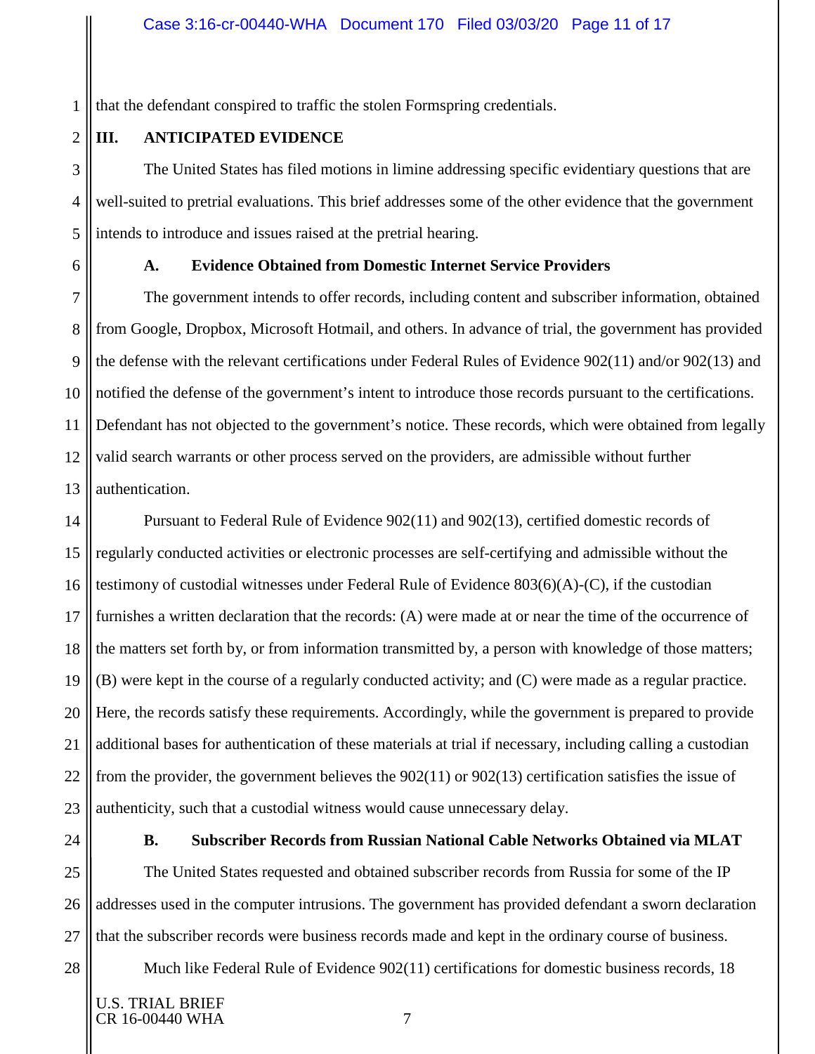that the defendant conspired to traffic the stolen Formspring credentials.

## III. ANTICIPATED EVIDENCE

The United States has filed motions in limine addressing specific evidentiary questions that are well-suited to pretrial evaluations. This brief addresses some of the other evidence that the government intends to introduce and issues raised at the pretrial hearing.

### A. Evidence Obtained from Domestic Internet Service Providers

The government intends to offer records, including content and subscriber information, obtained from Google, Dropbox, Microsoft Hotmail, and others. In advance of trial, the government has provided the defense with the relevant certifications under Federal Rules of Evidence 902(11) and/or 902(13) and notified the defense of the government's intent to introduce those records pursuant to the certifications. Defendant has not objected to the government's notice. These records, which were obtained from legally valid search warrants or other process served on the providers, are admissible without further authentication.

Pursuant to Federal Rule of Evidence 902(11) and 902(13), certified domestic records of regularly conducted activities or electronic processes are self-certifying and admissible without the testimony of custodial witnesses under Federal Rule of Evidence 803(6)(A)-(C), if the custodian furnishes a written declaration that the records: (A) were made at or near the time of the occurrence of the matters set forth by, or from information transmitted by, a person with knowledge of those matters; (B) were kept in the course of a regularly conducted activity; and (C) were made as a regular practice. Here, the records satisfy these requirements. Accordingly, while the government is prepared to provide additional bases for authentication of these materials at trial if necessary, including calling a custodian from the provider, the government believes the 902(11) or 902(13) certification satisfies the issue of authenticity, such that a custodial witness would cause unnecessary delay.

### B. Subscriber Records from Russian National Cable Networks Obtained via MLAT

The United States requested and obtained subscriber records from Russia for some of the IP addresses used in the computer intrusions. The government has provided defendant a sworn declaration that the subscriber records were business records made and kept in the ordinary course of business.

Much like Federal Rule of Evidence 902(11) certifications for domestic business records, 18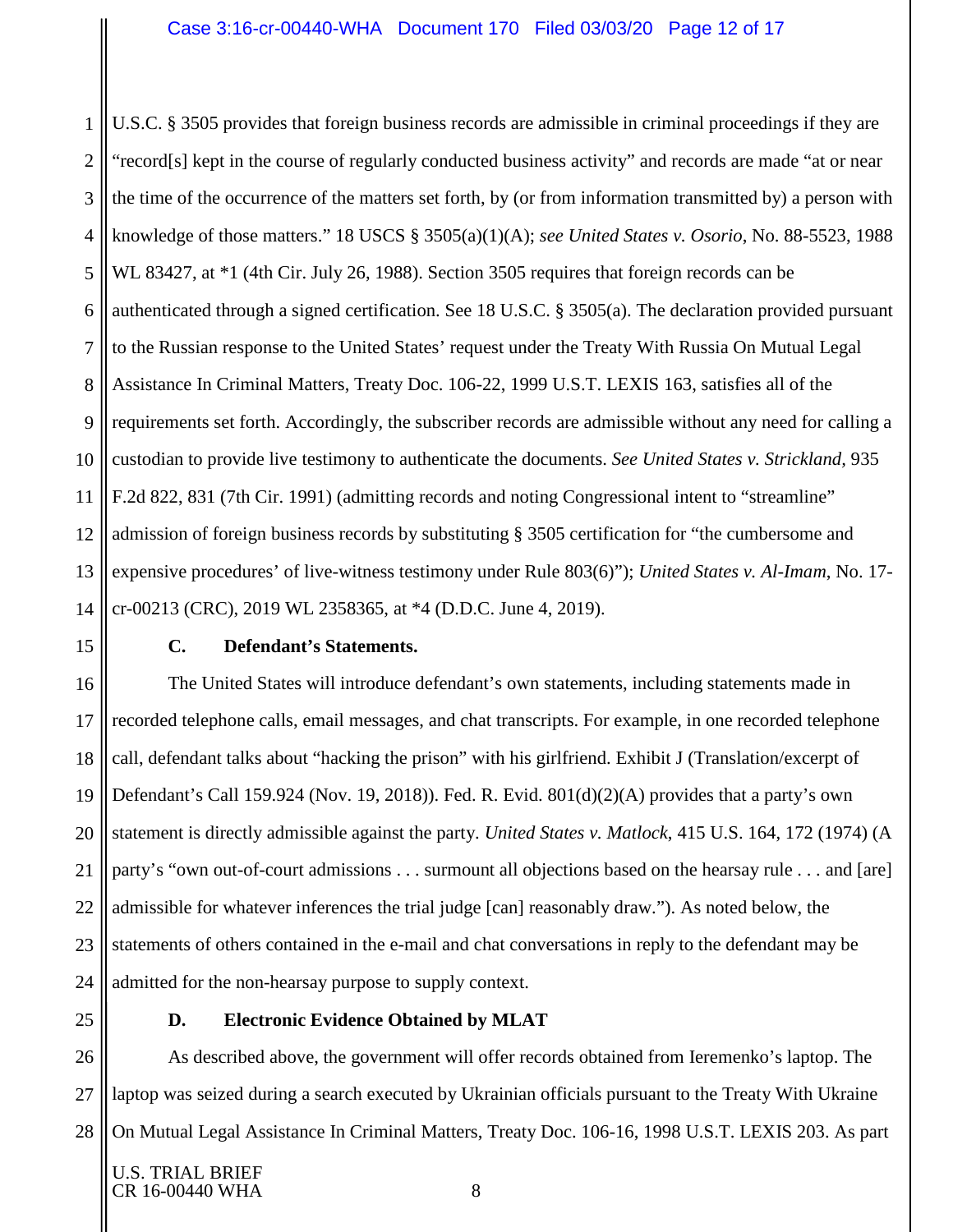U.S.C. § 3505 provides that foreign business records are admissible in criminal proceedings if they are "record[s] kept in the course of regularly conducted business activity" and records are made "at or near the time of the occurrence of the matters set forth, by (or from information transmitted by) a person with knowledge of those matters." 18 USCS § 3505(a)(1)(A); *see United States v. Osorio*, No. 88-5523, 1988 WL 83427, at *1 (4th Cir. July 26, 1988). Section 3505 requires that foreign records can be authenticated through a signed certification. See 18 U.S.C. § 3505(a). The declaration provided pursuant to the Russian response to the United States' request under the Treaty With Russia On Mutual Legal Assistance In Criminal Matters, Treaty Doc. 106-22, 1999 U.S.T. LEXIS 163, satisfies all of the requirements set forth. Accordingly, the subscriber records are admissible without any need for calling a custodian to provide live testimony to authenticate the documents. *See United States v. Strickland*, 935 F.2d 822, 831 (7th Cir. 1991) (admitting records and noting Congressional intent to "streamline" admission of foreign business records by substituting § 3505 certification for "the cumbersome and expensive procedures' of live-witness testimony under Rule 803(6)"); *United States v. Al-Imam*, No. 17-cr-00213 (CRC), 2019 WL 2358365, at *4 (D.D.C. June 4, 2019).

### C. Defendant's Statements.

The United States will introduce defendant's own statements, including statements made in recorded telephone calls, email messages, and chat transcripts. For example, in one recorded telephone call, defendant talks about "hacking the prison" with his girlfriend. Exhibit J (Translation/excerpt of Defendant's Call 159.924 (Nov. 19, 2018)). Fed. R. Evid. 801(d)(2)(A) provides that a party's own statement is directly admissible against the party. *United States v. Matlock*, 415 U.S. 164, 172 (1974) (A party's "own out-of-court admissions . . . surmount all objections based on the hearsay rule . . . and [are] admissible for whatever inferences the trial judge [can] reasonably draw."). As noted below, the statements of others contained in the e-mail and chat conversations in reply to the defendant may be admitted for the non-hearsay purpose to supply context.

### D. Electronic Evidence Obtained by MLAT

As described above, the government will offer records obtained from Ieremenko's laptop. The laptop was seized during a search executed by Ukrainian officials pursuant to the Treaty With Ukraine On Mutual Legal Assistance In Criminal Matters, Treaty Doc. 106-16, 1998 U.S.T. LEXIS 203. As part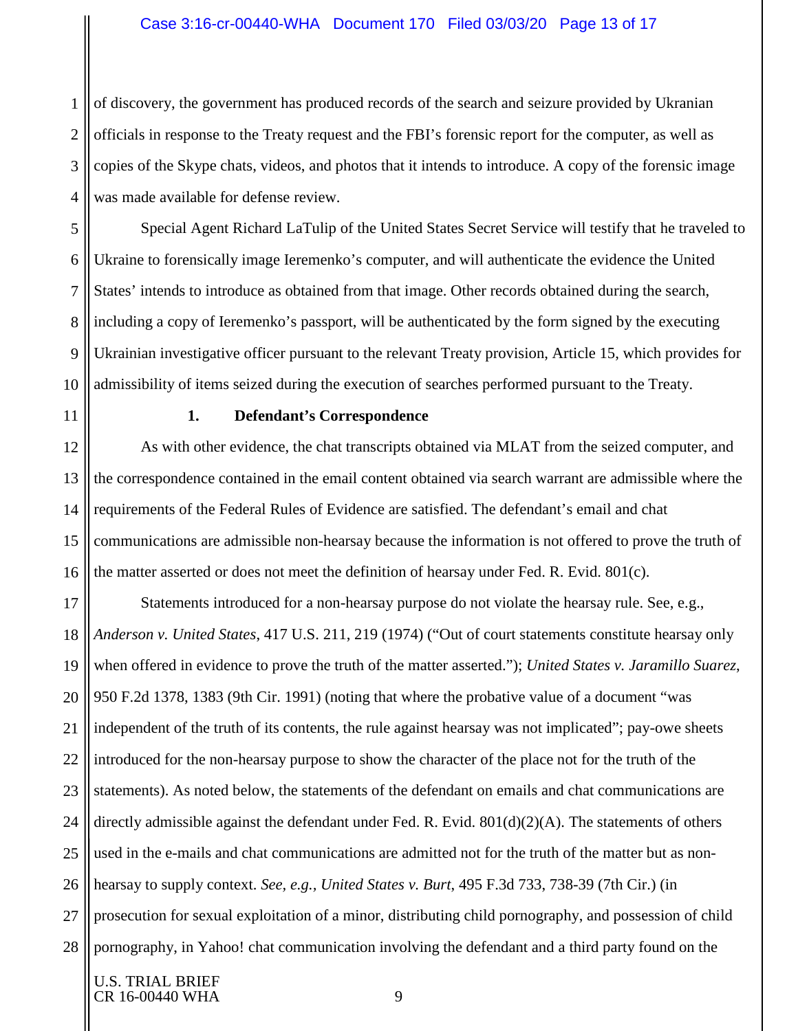of discovery, the government has produced records of the search and seizure provided by Ukranian officials in response to the Treaty request and the FBI's forensic report for the computer, as well as copies of the Skype chats, videos, and photos that it intends to introduce. A copy of the forensic image was made available for defense review.

Special Agent Richard LaTulip of the United States Secret Service will testify that he traveled to Ukraine to forensically image Ieremenko's computer, and will authenticate the evidence the United States' intends to introduce as obtained from that image. Other records obtained during the search, including a copy of Ieremenko's passport, will be authenticated by the form signed by the executing Ukrainian investigative officer pursuant to the relevant Treaty provision, Article 15, which provides for admissibility of items seized during the execution of searches performed pursuant to the Treaty.

**1. Defendant's Correspondence**

As with other evidence, the chat transcripts obtained via MLAT from the seized computer, and the correspondence contained in the email content obtained via search warrant are admissible where the requirements of the Federal Rules of Evidence are satisfied. The defendant's email and chat communications are admissible non-hearsay because the information is not offered to prove the truth of the matter asserted or does not meet the definition of hearsay under Fed. R. Evid. 801(c).

Statements introduced for a non-hearsay purpose do not violate the hearsay rule. See, e.g., *Anderson v. United States*, 417 U.S. 211, 219 (1974) ("Out of court statements constitute hearsay only when offered in evidence to prove the truth of the matter asserted."); *United States v. Jaramillo Suarez*, 950 F.2d 1378, 1383 (9th Cir. 1991) (noting that where the probative value of a document "was independent of the truth of its contents, the rule against hearsay was not implicated"; pay-owe sheets introduced for the non-hearsay purpose to show the character of the place not for the truth of the statements). As noted below, the statements of the defendant on emails and chat communications are directly admissible against the defendant under Fed. R. Evid. 801(d)(2)(A). The statements of others used in the e-mails and chat communications are admitted not for the truth of the matter but as non-hearsay to supply context. *See, e.g., United States v. Burt*, 495 F.3d 733, 738-39 (7th Cir.) (in prosecution for sexual exploitation of a minor, distributing child pornography, and possession of child pornography, in Yahoo! chat communication involving the defendant and a third party found on the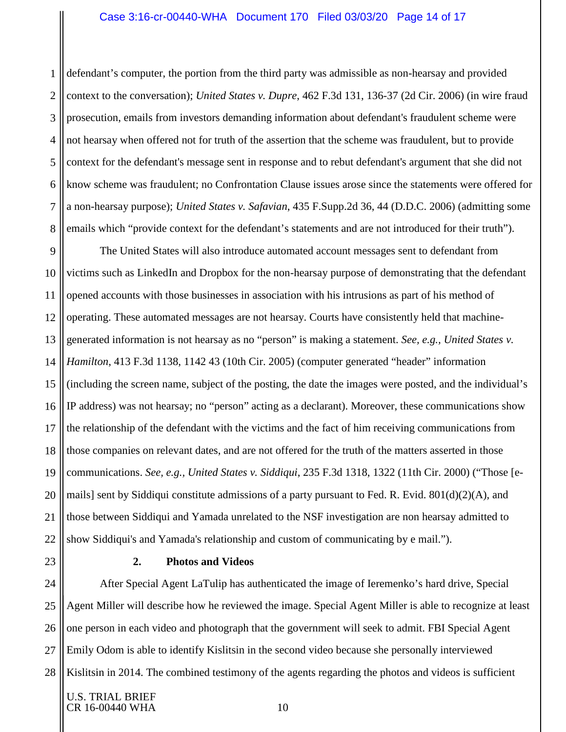defendant's computer, the portion from the third party was admissible as non-hearsay and provided context to the conversation); *United States v. Dupre*, 462 F.3d 131, 136-37 (2d Cir. 2006) (in wire fraud prosecution, emails from investors demanding information about defendant's fraudulent scheme were not hearsay when offered not for truth of the assertion that the scheme was fraudulent, but to provide context for the defendant's message sent in response and to rebut defendant's argument that she did not know scheme was fraudulent; no Confrontation Clause issues arose since the statements were offered for a non-hearsay purpose); *United States v. Safavian*, 435 F.Supp.2d 36, 44 (D.D.C. 2006) (admitting some emails which "provide context for the defendant's statements and are not introduced for their truth").

The United States will also introduce automated account messages sent to defendant from victims such as LinkedIn and Dropbox for the non-hearsay purpose of demonstrating that the defendant opened accounts with those businesses in association with his intrusions as part of his method of operating. These automated messages are not hearsay. Courts have consistently held that machine-generated information is not hearsay as no "person" is making a statement. *See, e.g.*, *United States v. Hamilton*, 413 F.3d 1138, 1142 43 (10th Cir. 2005) (computer generated "header" information (including the screen name, subject of the posting, the date the images were posted, and the individual's IP address) was not hearsay; no "person" acting as a declarant). Moreover, these communications show the relationship of the defendant with the victims and the fact of him receiving communications from those companies on relevant dates, and are not offered for the truth of the matters asserted in those communications. *See, e.g.*, *United States v. Siddiqui*, 235 F.3d 1318, 1322 (11th Cir. 2000) ("Those [e-mails] sent by Siddiqui constitute admissions of a party pursuant to Fed. R. Evid. 801(d)(2)(A), and those between Siddiqui and Yamada unrelated to the NSF investigation are non hearsay admitted to show Siddiqui's and Yamada's relationship and custom of communicating by e mail.").

**2. Photos and Videos**

After Special Agent LaTulip has authenticated the image of Ieremenko's hard drive, Special Agent Miller will describe how he reviewed the image. Special Agent Miller is able to recognize at least one person in each video and photograph that the government will seek to admit. FBI Special Agent Emily Odom is able to identify Kislitsin in the second video because she personally interviewed Kislitsin in 2014. The combined testimony of the agents regarding the photos and videos is sufficient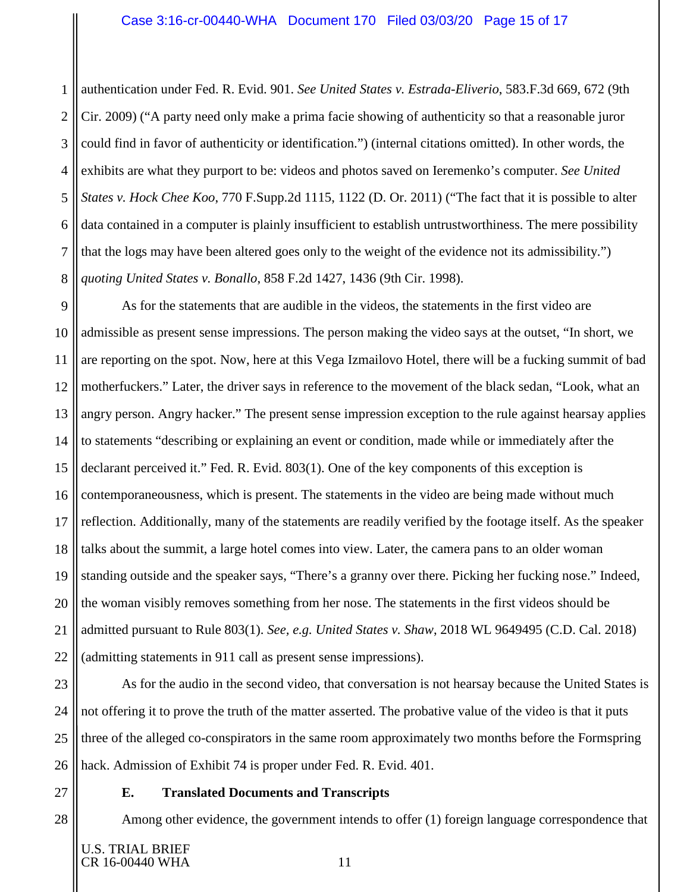authentication under Fed. R. Evid. 901. *See United States v. Estrada-Eliverio*, 583.F.3d 669, 672 (9th Cir. 2009) ("A party need only make a prima facie showing of authenticity so that a reasonable juror could find in favor of authenticity or identification.") (internal citations omitted). In other words, the exhibits are what they purport to be: videos and photos saved on Ieremenko's computer. *See United States v. Hock Chee Koo*, 770 F.Supp.2d 1115, 1122 (D. Or. 2011) ("The fact that it is possible to alter data contained in a computer is plainly insufficient to establish untrustworthiness. The mere possibility that the logs may have been altered goes only to the weight of the evidence not its admissibility.") *quoting United States v. Bonallo*, 858 F.2d 1427, 1436 (9th Cir. 1998).

As for the statements that are audible in the videos, the statements in the first video are admissible as present sense impressions. The person making the video says at the outset, "In short, we are reporting on the spot. Now, here at this Vega Izmailovo Hotel, there will be a fucking summit of bad motherfuckers." Later, the driver says in reference to the movement of the black sedan, "Look, what an angry person. Angry hacker." The present sense impression exception to the rule against hearsay applies to statements "describing or explaining an event or condition, made while or immediately after the declarant perceived it." Fed. R. Evid. 803(1). One of the key components of this exception is contemporaneousness, which is present. The statements in the video are being made without much reflection. Additionally, many of the statements are readily verified by the footage itself. As the speaker talks about the summit, a large hotel comes into view. Later, the camera pans to an older woman standing outside and the speaker says, "There's a granny over there. Picking her fucking nose." Indeed, the woman visibly removes something from her nose. The statements in the first videos should be admitted pursuant to Rule 803(1). *See, e.g. United States v. Shaw*, 2018 WL 9649495 (C.D. Cal. 2018) (admitting statements in 911 call as present sense impressions).

As for the audio in the second video, that conversation is not hearsay because the United States is not offering it to prove the truth of the matter asserted. The probative value of the video is that it puts three of the alleged co-conspirators in the same room approximately two months before the Formspring hack. Admission of Exhibit 74 is proper under Fed. R. Evid. 401.

**E. Translated Documents and Transcripts**

Among other evidence, the government intends to offer (1) foreign language correspondence that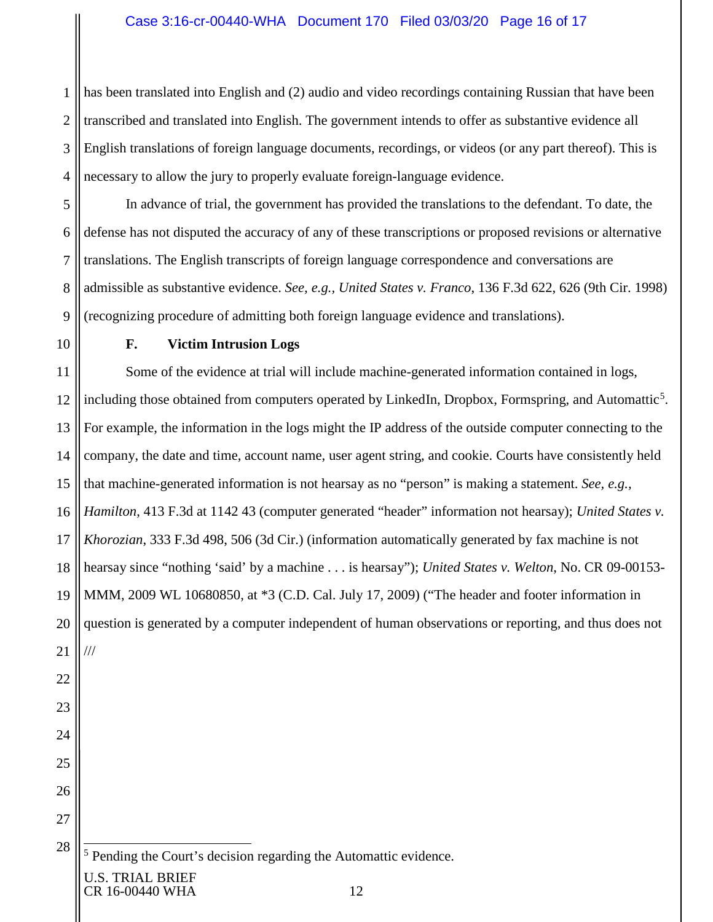has been translated into English and (2) audio and video recordings containing Russian that have been transcribed and translated into English. The government intends to offer as substantive evidence all English translations of foreign language documents, recordings, or videos (or any part thereof). This is necessary to allow the jury to properly evaluate foreign-language evidence.

In advance of trial, the government has provided the translations to the defendant. To date, the defense has not disputed the accuracy of any of these transcriptions or proposed revisions or alternative translations. The English transcripts of foreign language correspondence and conversations are admissible as substantive evidence. *See, e.g., United States v. Franco*, 136 F.3d 622, 626 (9th Cir. 1998) (recognizing procedure of admitting both foreign language evidence and translations).

### F. Victim Intrusion Logs

Some of the evidence at trial will include machine-generated information contained in logs, including those obtained from computers operated by LinkedIn, Dropbox, Formspring, and Automattic[5]. For example, the information in the logs might the IP address of the outside computer connecting to the company, the date and time, account name, user agent string, and cookie. Courts have consistently held that machine-generated information is not hearsay as no "person" is making a statement. *See, e.g., Hamilton*, 413 F.3d at 1142 43 (computer generated "header" information not hearsay); *United States v. Khorozian*, 333 F.3d 498, 506 (3d Cir.) (information automatically generated by fax machine is not hearsay since "nothing 'said' by a machine . . . is hearsay"); *United States v. Welton*, No. CR 09-00153-MMM, 2009 WL 10680850, at *3 (C.D. Cal. July 17, 2009) ("The header and footer information in question is generated by a computer independent of human observations or reporting, and thus does not

///

[5] Pending the Court's decision regarding the Automattic evidence.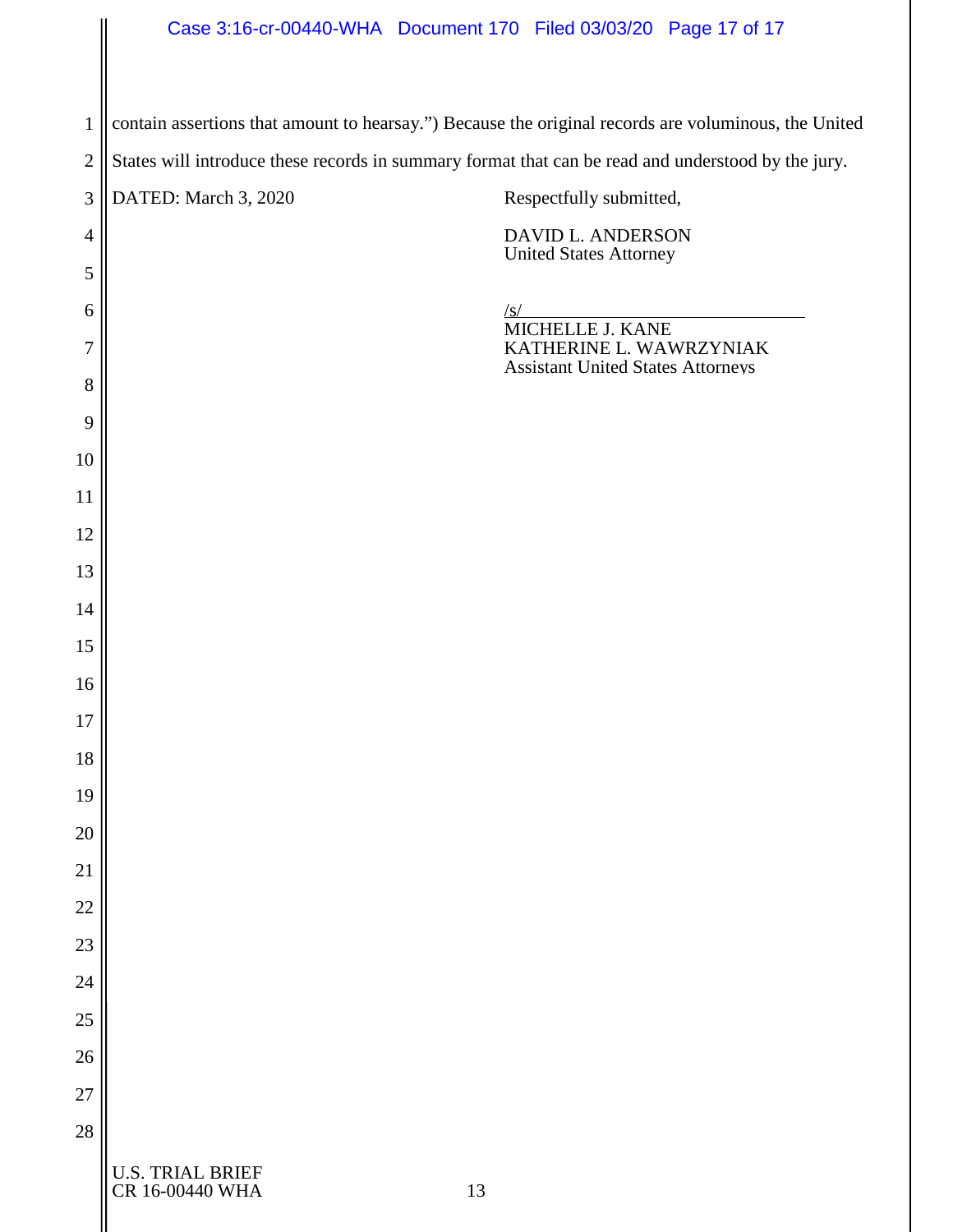contain assertions that amount to hearsay.") Because the original records are voluminous, the United States will introduce these records in summary format that can be read and understood by the jury.

DATED: March 3, 2020

Respectfully submitted,

DAVID L. ANDERSON
United States Attorney

/s/
MICHELLE J. KANE
KATHERINE L. WAWRZYNIAK
Assistant United States Attorneys

U.S. TRIAL BRIEF
CR 16-00440 WHA